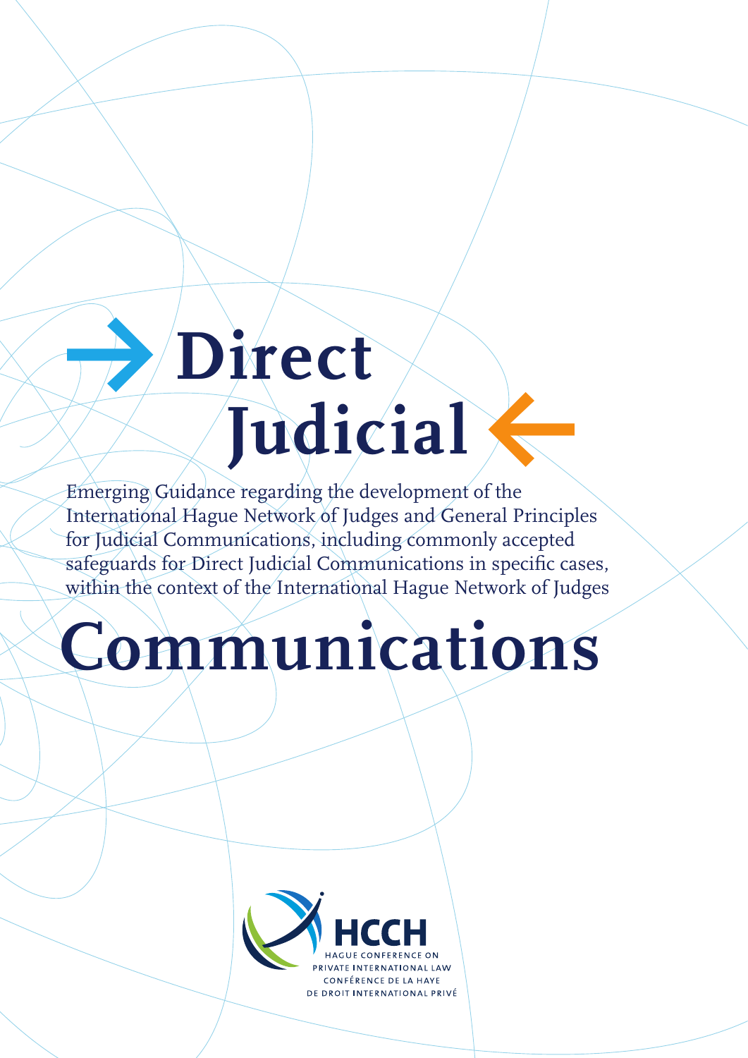# Direct Judicial Communications

Emerging Guidance regarding the development of the International Hague Network of Judges and General Principles for Judicial Communications, including commonly accepted safeguards for Direct Judicial Communications in specific cases, within the context of the International Hague Network of Judges

HCCH
HAGUE CONFERENCE ON PRIVATE INTERNATIONAL LAW
CONFÉRENCE DE LA HAYE DE DROIT INTERNATIONAL PRIVÉ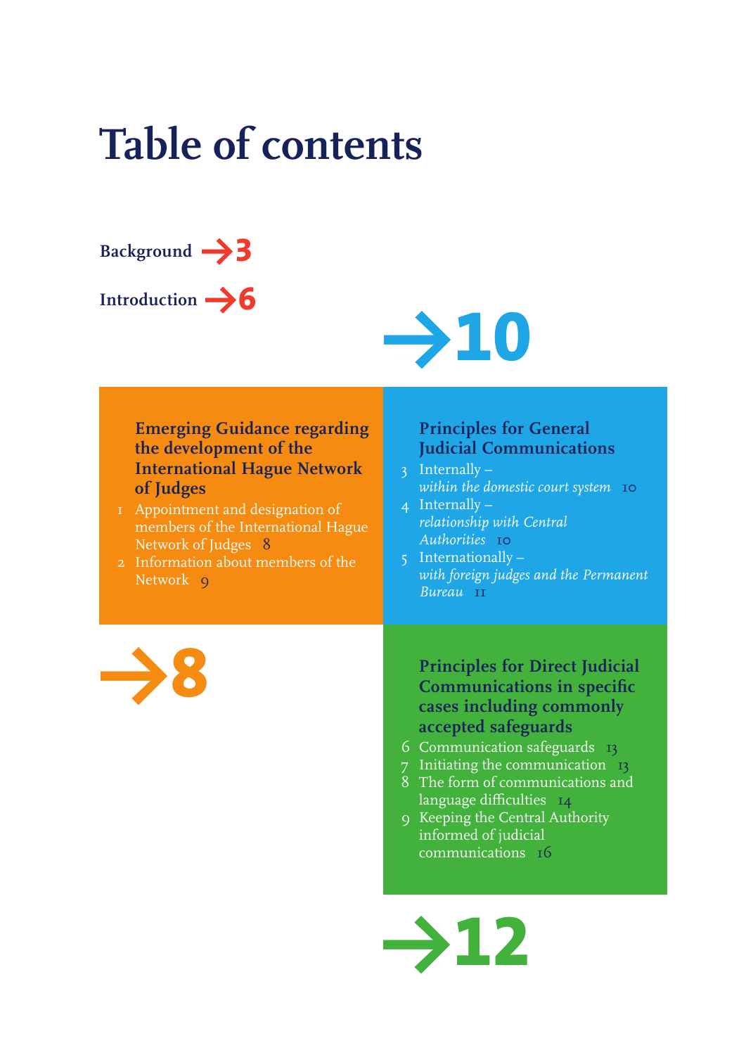# Table of contents

**Background** → 3

**Introduction** → 6

## Emerging Guidance regarding the development of the International Hague Network of Judges → 8

1 Appointment and designation of members of the International Hague Network of Judges 8
2 Information about members of the Network 9

## Principles for General Judicial Communications → 10

3 Internally – *within the domestic court system* 10
4 Internally – *relationship with Central Authorities* 10
5 Internationally – *with foreign judges and the Permanent Bureau* 11

## Principles for Direct Judicial Communications in specific cases including commonly accepted safeguards → 12

6 Communication safeguards 13
7 Initiating the communication 13
8 The form of communications and language difficulties 14
9 Keeping the Central Authority informed of judicial communications 16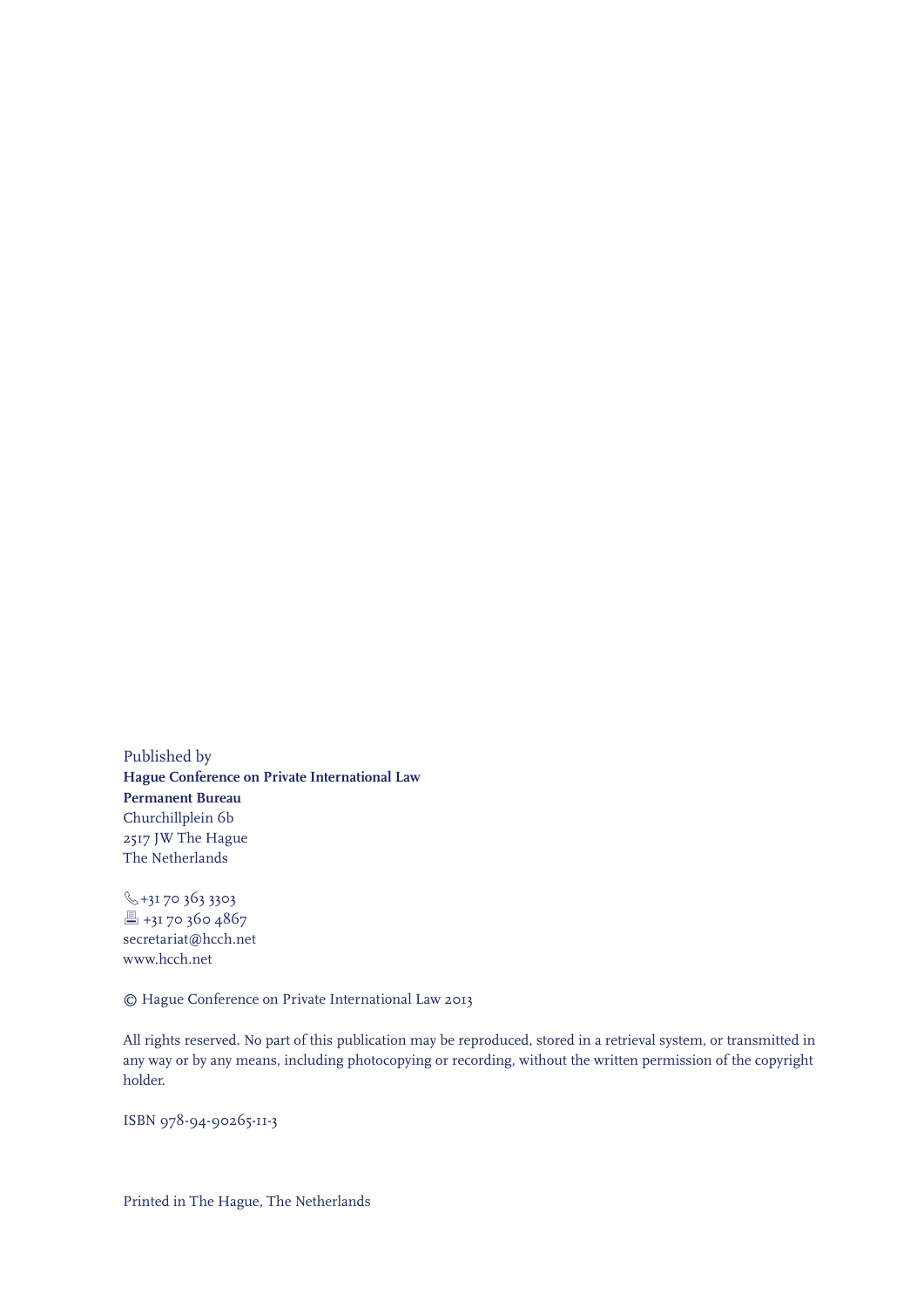Published by
**Hague Conference on Private International Law**
**Permanent Bureau**
Churchillplein 6b
2517 JW The Hague
The Netherlands

+31 70 363 3303
+31 70 360 4867
secretariat@hcch.net
www.hcch.net

© Hague Conference on Private International Law 2013

All rights reserved. No part of this publication may be reproduced, stored in a retrieval system, or transmitted in any way or by any means, including photocopying or recording, without the written permission of the copyright holder.

ISBN 978-94-90265-11-3

Printed in The Hague, The Netherlands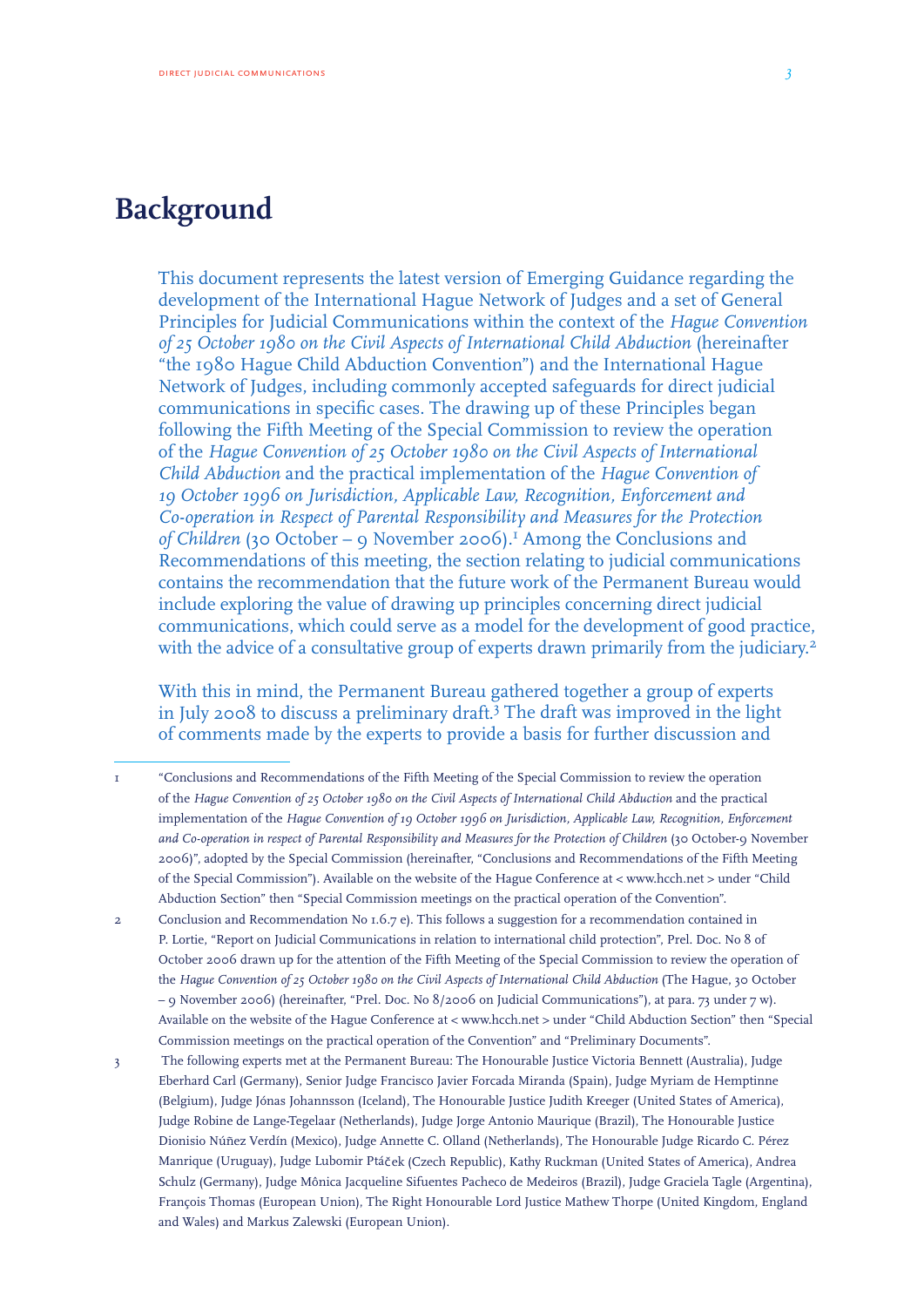# Background

This document represents the latest version of Emerging Guidance regarding the development of the International Hague Network of Judges and a set of General Principles for Judicial Communications within the context of the *Hague Convention of 25 October 1980 on the Civil Aspects of International Child Abduction* (hereinafter "the 1980 Hague Child Abduction Convention") and the International Hague Network of Judges, including commonly accepted safeguards for direct judicial communications in specific cases. The drawing up of these Principles began following the Fifth Meeting of the Special Commission to review the operation of the *Hague Convention of 25 October 1980 on the Civil Aspects of International Child Abduction* and the practical implementation of the *Hague Convention of 19 October 1996 on Jurisdiction, Applicable Law, Recognition, Enforcement and Co-operation in Respect of Parental Responsibility and Measures for the Protection of Children* (30 October – 9 November 2006).[1] Among the Conclusions and Recommendations of this meeting, the section relating to judicial communications contains the recommendation that the future work of the Permanent Bureau would include exploring the value of drawing up principles concerning direct judicial communications, which could serve as a model for the development of good practice, with the advice of a consultative group of experts drawn primarily from the judiciary.[2]

With this in mind, the Permanent Bureau gathered together a group of experts in July 2008 to discuss a preliminary draft.[3] The draft was improved in the light of comments made by the experts to provide a basis for further discussion and

---

1 "Conclusions and Recommendations of the Fifth Meeting of the Special Commission to review the operation of the *Hague Convention of 25 October 1980 on the Civil Aspects of International Child Abduction* and the practical implementation of the *Hague Convention of 19 October 1996 on Jurisdiction, Applicable Law, Recognition, Enforcement and Co-operation in respect of Parental Responsibility and Measures for the Protection of Children* (30 October-9 November 2006)", adopted by the Special Commission (hereinafter, "Conclusions and Recommendations of the Fifth Meeting of the Special Commission"). Available on the website of the Hague Conference at < www.hcch.net > under "Child Abduction Section" then "Special Commission meetings on the practical operation of the Convention".

2 Conclusion and Recommendation No 1.6.7 e). This follows a suggestion for a recommendation contained in P. Lortie, "Report on Judicial Communications in relation to international child protection", Prel. Doc. No 8 of October 2006 drawn up for the attention of the Fifth Meeting of the Special Commission to review the operation of the *Hague Convention of 25 October 1980 on the Civil Aspects of International Child Abduction* (The Hague, 30 October – 9 November 2006) (hereinafter, "Prel. Doc. No 8/2006 on Judicial Communications"), at para. 73 under 7 w). Available on the website of the Hague Conference at < www.hcch.net > under "Child Abduction Section" then "Special Commission meetings on the practical operation of the Convention" and "Preliminary Documents".

3 The following experts met at the Permanent Bureau: The Honourable Justice Victoria Bennett (Australia), Judge Eberhard Carl (Germany), Senior Judge Francisco Javier Forcada Miranda (Spain), Judge Myriam de Hemptinne (Belgium), Judge Jónas Johannsson (Iceland), The Honourable Justice Judith Kreeger (United States of America), Judge Robine de Lange-Tegelaar (Netherlands), Judge Jorge Antonio Maurique (Brazil), The Honourable Justice Dionisio Núñez Verdín (Mexico), Judge Annette C. Olland (Netherlands), The Honourable Judge Ricardo C. Pérez Manrique (Uruguay), Judge Lubomir Ptáček (Czech Republic), Kathy Ruckman (United States of America), Andrea Schulz (Germany), Judge Mônica Jacqueline Sifuentes Pacheco de Medeiros (Brazil), Judge Graciela Tagle (Argentina), François Thomas (European Union), The Right Honourable Lord Justice Mathew Thorpe (United Kingdom, England and Wales) and Markus Zalewski (European Union).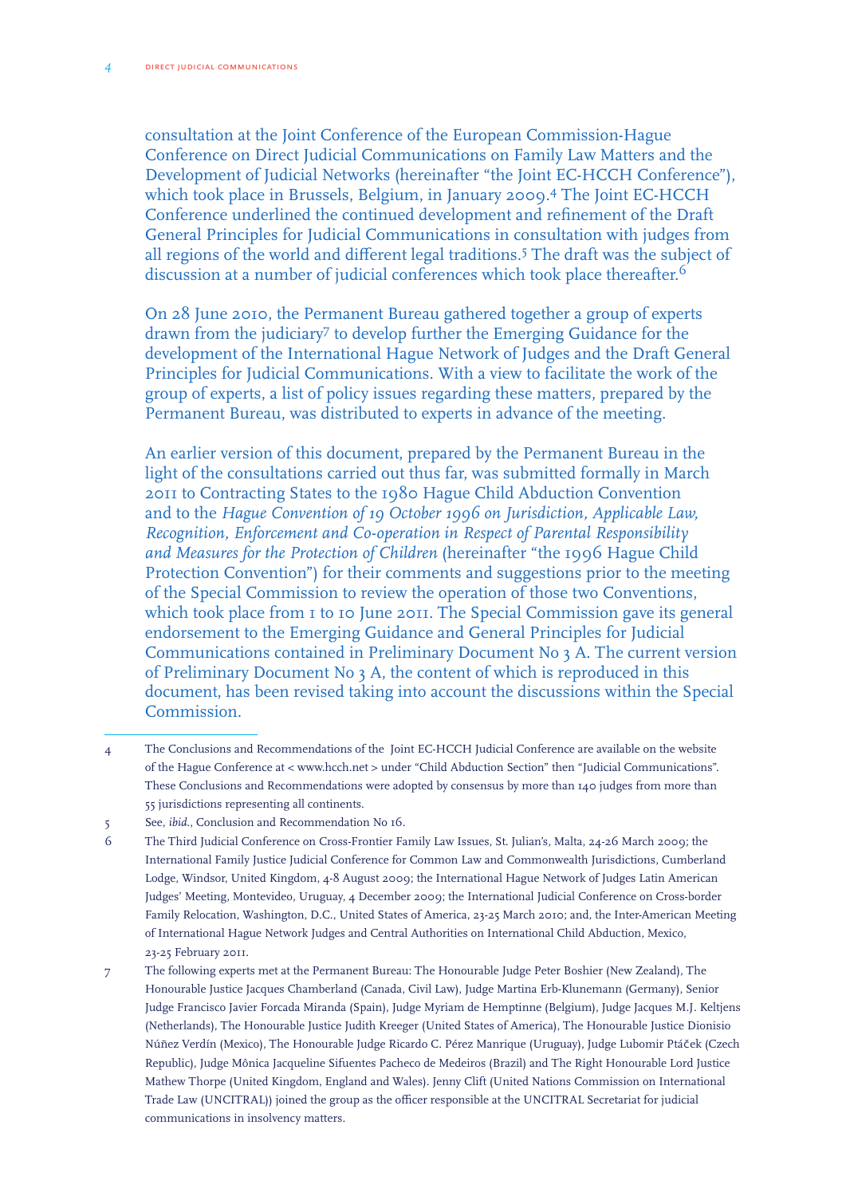consultation at the Joint Conference of the European Commission-Hague Conference on Direct Judicial Communications on Family Law Matters and the Development of Judicial Networks (hereinafter "the Joint EC-HCCH Conference"), which took place in Brussels, Belgium, in January 2009.[4] The Joint EC-HCCH Conference underlined the continued development and refinement of the Draft General Principles for Judicial Communications in consultation with judges from all regions of the world and different legal traditions.[5] The draft was the subject of discussion at a number of judicial conferences which took place thereafter.[6]

On 28 June 2010, the Permanent Bureau gathered together a group of experts drawn from the judiciary[7] to develop further the Emerging Guidance for the development of the International Hague Network of Judges and the Draft General Principles for Judicial Communications. With a view to facilitate the work of the group of experts, a list of policy issues regarding these matters, prepared by the Permanent Bureau, was distributed to experts in advance of the meeting.

An earlier version of this document, prepared by the Permanent Bureau in the light of the consultations carried out thus far, was submitted formally in March 2011 to Contracting States to the 1980 Hague Child Abduction Convention and to the *Hague Convention of 19 October 1996 on Jurisdiction, Applicable Law, Recognition, Enforcement and Co-operation in Respect of Parental Responsibility and Measures for the Protection of Children* (hereinafter "the 1996 Hague Child Protection Convention") for their comments and suggestions prior to the meeting of the Special Commission to review the operation of those two Conventions, which took place from 1 to 10 June 2011. The Special Commission gave its general endorsement to the Emerging Guidance and General Principles for Judicial Communications contained in Preliminary Document No 3 A. The current version of Preliminary Document No 3 A, the content of which is reproduced in this document, has been revised taking into account the discussions within the Special Commission.

---

4 The Conclusions and Recommendations of the Joint EC-HCCH Judicial Conference are available on the website of the Hague Conference at < www.hcch.net > under "Child Abduction Section" then "Judicial Communications". These Conclusions and Recommendations were adopted by consensus by more than 140 judges from more than 55 jurisdictions representing all continents.

5 See, *ibid.*, Conclusion and Recommendation No 16.

6 The Third Judicial Conference on Cross-Frontier Family Law Issues, St. Julian's, Malta, 24-26 March 2009; the International Family Justice Judicial Conference for Common Law and Commonwealth Jurisdictions, Cumberland Lodge, Windsor, United Kingdom, 4-8 August 2009; the International Hague Network of Judges Latin American Judges' Meeting, Montevideo, Uruguay, 4 December 2009; the International Judicial Conference on Cross-border Family Relocation, Washington, D.C., United States of America, 23-25 March 2010; and, the Inter-American Meeting of International Hague Network Judges and Central Authorities on International Child Abduction, Mexico, 23-25 February 2011.

7 The following experts met at the Permanent Bureau: The Honourable Judge Peter Boshier (New Zealand), The Honourable Justice Jacques Chamberland (Canada, Civil Law), Judge Martina Erb-Klunemann (Germany), Senior Judge Francisco Javier Forcada Miranda (Spain), Judge Myriam de Hemptinne (Belgium), Judge Jacques M.J. Keltjens (Netherlands), The Honourable Justice Judith Kreeger (United States of America), The Honourable Justice Dionisio Núñez Verdín (Mexico), The Honourable Judge Ricardo C. Pérez Manrique (Uruguay), Judge Lubomir Ptáček (Czech Republic), Judge Mônica Jacqueline Sifuentes Pacheco de Medeiros (Brazil) and The Right Honourable Lord Justice Mathew Thorpe (United Kingdom, England and Wales). Jenny Clift (United Nations Commission on International Trade Law (UNCITRAL)) joined the group as the officer responsible at the UNCITRAL Secretariat for judicial communications in insolvency matters.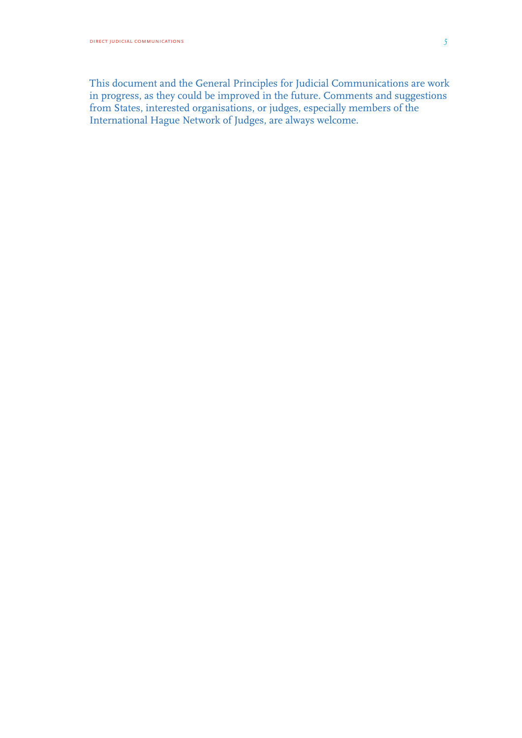This document and the General Principles for Judicial Communications are work in progress, as they could be improved in the future. Comments and suggestions from States, interested organisations, or judges, especially members of the International Hague Network of Judges, are always welcome.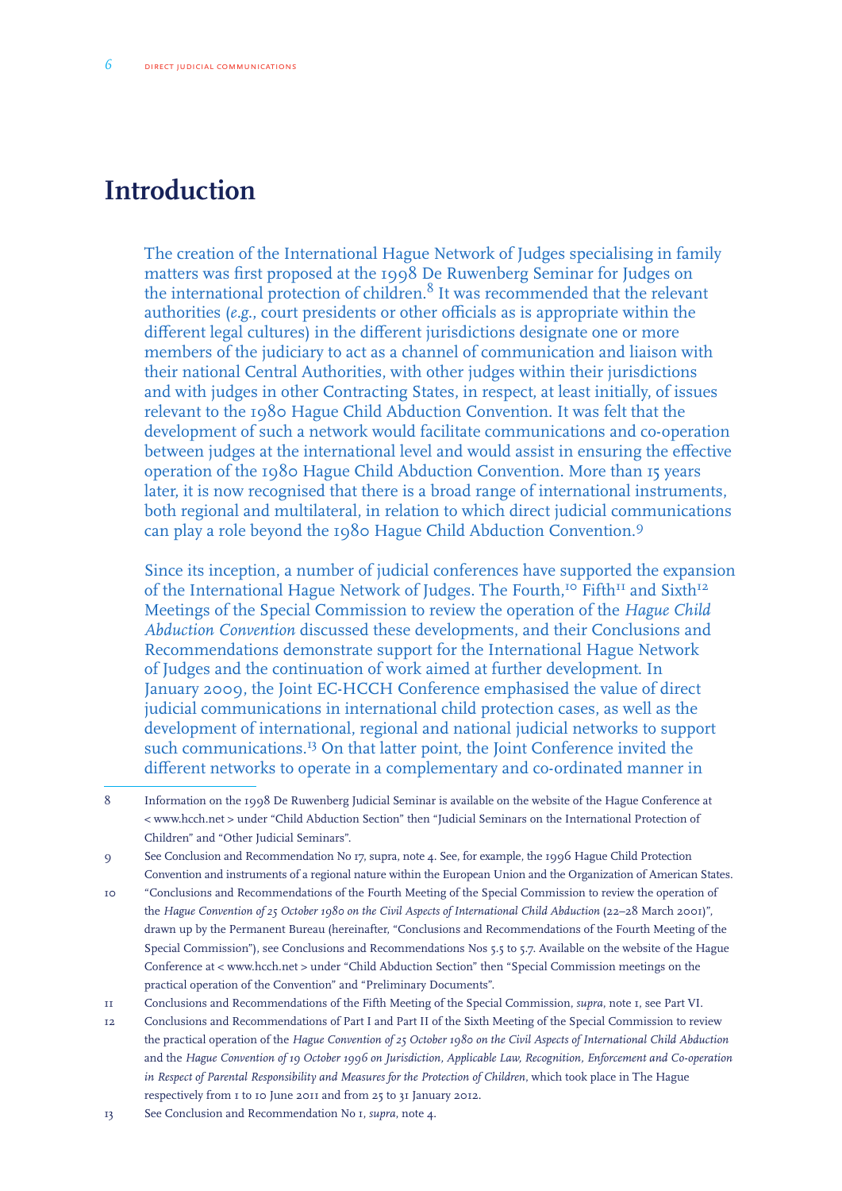# Introduction

The creation of the International Hague Network of Judges specialising in family matters was first proposed at the 1998 De Ruwenberg Seminar for Judges on the international protection of children.[8] It was recommended that the relevant authorities (*e.g.*, court presidents or other officials as is appropriate within the different legal cultures) in the different jurisdictions designate one or more members of the judiciary to act as a channel of communication and liaison with their national Central Authorities, with other judges within their jurisdictions and with judges in other Contracting States, in respect, at least initially, of issues relevant to the 1980 Hague Child Abduction Convention. It was felt that the development of such a network would facilitate communications and co-operation between judges at the international level and would assist in ensuring the effective operation of the 1980 Hague Child Abduction Convention. More than 15 years later, it is now recognised that there is a broad range of international instruments, both regional and multilateral, in relation to which direct judicial communications can play a role beyond the 1980 Hague Child Abduction Convention.[9]

Since its inception, a number of judicial conferences have supported the expansion of the International Hague Network of Judges. The Fourth,[10] Fifth[11] and Sixth[12] Meetings of the Special Commission to review the operation of the *Hague Child Abduction Convention* discussed these developments, and their Conclusions and Recommendations demonstrate support for the International Hague Network of Judges and the continuation of work aimed at further development. In January 2009, the Joint EC-HCCH Conference emphasised the value of direct judicial communications in international child protection cases, as well as the development of international, regional and national judicial networks to support such communications.[13] On that latter point, the Joint Conference invited the different networks to operate in a complementary and co-ordinated manner in

---

8 Information on the 1998 De Ruwenberg Judicial Seminar is available on the website of the Hague Conference at < www.hcch.net > under "Child Abduction Section" then "Judicial Seminars on the International Protection of Children" and "Other Judicial Seminars".

9 See Conclusion and Recommendation No 17, supra, note 4. See, for example, the 1996 Hague Child Protection Convention and instruments of a regional nature within the European Union and the Organization of American States.

10 "Conclusions and Recommendations of the Fourth Meeting of the Special Commission to review the operation of the *Hague Convention of 25 October 1980 on the Civil Aspects of International Child Abduction* (22–28 March 2001)", drawn up by the Permanent Bureau (hereinafter, "Conclusions and Recommendations of the Fourth Meeting of the Special Commission"), see Conclusions and Recommendations Nos 5.5 to 5.7. Available on the website of the Hague Conference at < www.hcch.net > under "Child Abduction Section" then "Special Commission meetings on the practical operation of the Convention" and "Preliminary Documents".

11 Conclusions and Recommendations of the Fifth Meeting of the Special Commission, *supra*, note 1, see Part VI.

12 Conclusions and Recommendations of Part I and Part II of the Sixth Meeting of the Special Commission to review the practical operation of the *Hague Convention of 25 October 1980 on the Civil Aspects of International Child Abduction* and the *Hague Convention of 19 October 1996 on Jurisdiction, Applicable Law, Recognition, Enforcement and Co-operation in Respect of Parental Responsibility and Measures for the Protection of Children*, which took place in The Hague respectively from 1 to 10 June 2011 and from 25 to 31 January 2012.

13 See Conclusion and Recommendation No 1, *supra*, note 4.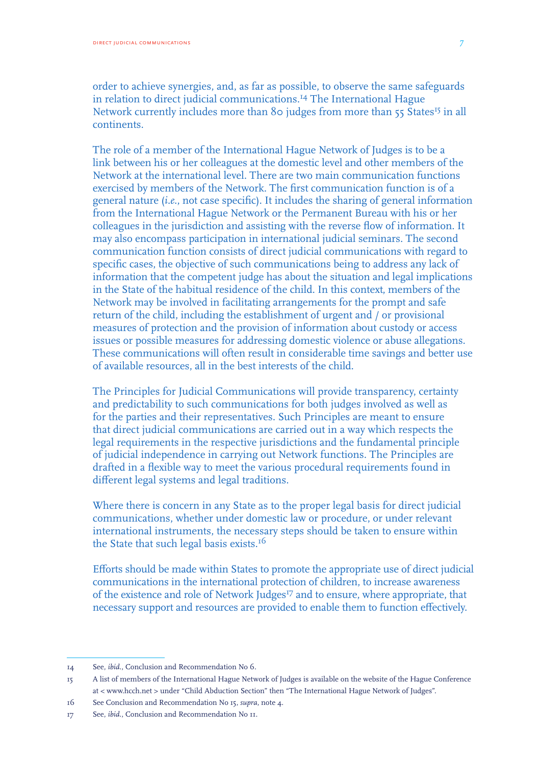order to achieve synergies, and, as far as possible, to observe the same safeguards in relation to direct judicial communications.[14] The International Hague Network currently includes more than 80 judges from more than 55 States[15] in all continents.

The role of a member of the International Hague Network of Judges is to be a link between his or her colleagues at the domestic level and other members of the Network at the international level. There are two main communication functions exercised by members of the Network. The first communication function is of a general nature (*i.e.*, not case specific). It includes the sharing of general information from the International Hague Network or the Permanent Bureau with his or her colleagues in the jurisdiction and assisting with the reverse flow of information. It may also encompass participation in international judicial seminars. The second communication function consists of direct judicial communications with regard to specific cases, the objective of such communications being to address any lack of information that the competent judge has about the situation and legal implications in the State of the habitual residence of the child. In this context, members of the Network may be involved in facilitating arrangements for the prompt and safe return of the child, including the establishment of urgent and / or provisional measures of protection and the provision of information about custody or access issues or possible measures for addressing domestic violence or abuse allegations. These communications will often result in considerable time savings and better use of available resources, all in the best interests of the child.

The Principles for Judicial Communications will provide transparency, certainty and predictability to such communications for both judges involved as well as for the parties and their representatives. Such Principles are meant to ensure that direct judicial communications are carried out in a way which respects the legal requirements in the respective jurisdictions and the fundamental principle of judicial independence in carrying out Network functions. The Principles are drafted in a flexible way to meet the various procedural requirements found in different legal systems and legal traditions.

Where there is concern in any State as to the proper legal basis for direct judicial communications, whether under domestic law or procedure, or under relevant international instruments, the necessary steps should be taken to ensure within the State that such legal basis exists.[16]

Efforts should be made within States to promote the appropriate use of direct judicial communications in the international protection of children, to increase awareness of the existence and role of Network Judges[17] and to ensure, where appropriate, that necessary support and resources are provided to enable them to function effectively.

---

14 See, *ibid.*, Conclusion and Recommendation No 6.

15 A list of members of the International Hague Network of Judges is available on the website of the Hague Conference at < www.hcch.net > under "Child Abduction Section" then "The International Hague Network of Judges".

16 See Conclusion and Recommendation No 15, *supra*, note 4.

17 See, *ibid.*, Conclusion and Recommendation No 11.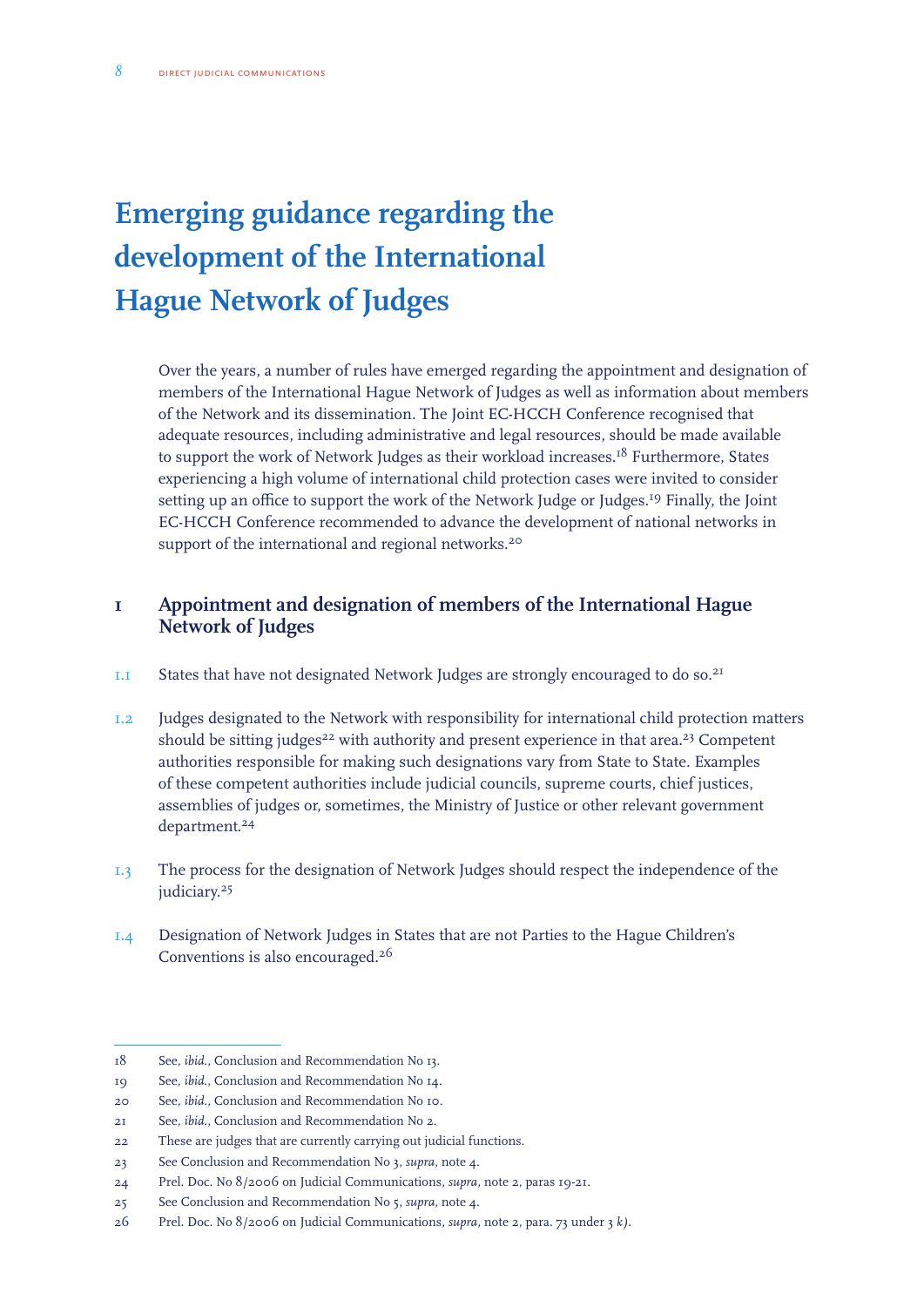# Emerging guidance regarding the development of the International Hague Network of Judges

Over the years, a number of rules have emerged regarding the appointment and designation of members of the International Hague Network of Judges as well as information about members of the Network and its dissemination. The Joint EC-HCCH Conference recognised that adequate resources, including administrative and legal resources, should be made available to support the work of Network Judges as their workload increases.[18] Furthermore, States experiencing a high volume of international child protection cases were invited to consider setting up an office to support the work of the Network Judge or Judges.[19] Finally, the Joint EC-HCCH Conference recommended to advance the development of national networks in support of the international and regional networks.[20]

## 1 Appointment and designation of members of the International Hague Network of Judges

1.1 States that have not designated Network Judges are strongly encouraged to do so.[21]

1.2 Judges designated to the Network with responsibility for international child protection matters should be sitting judges[22] with authority and present experience in that area.[23] Competent authorities responsible for making such designations vary from State to State. Examples of these competent authorities include judicial councils, supreme courts, chief justices, assemblies of judges or, sometimes, the Ministry of Justice or other relevant government department.[24]

1.3 The process for the designation of Network Judges should respect the independence of the judiciary.[25]

1.4 Designation of Network Judges in States that are not Parties to the Hague Children's Conventions is also encouraged.[26]

---

18 See, *ibid.*, Conclusion and Recommendation No 13.

19 See, *ibid.*, Conclusion and Recommendation No 14.

20 See, *ibid.*, Conclusion and Recommendation No 10.

21 See, *ibid.*, Conclusion and Recommendation No 2.

22 These are judges that are currently carrying out judicial functions.

23 See Conclusion and Recommendation No 3, *supra*, note 4.

24 Prel. Doc. No 8/2006 on Judicial Communications, *supra*, note 2, paras 19-21.

25 See Conclusion and Recommendation No 5, *supra*, note 4.

26 Prel. Doc. No 8/2006 on Judicial Communications, *supra*, note 2, para. 73 under 3 *k)*.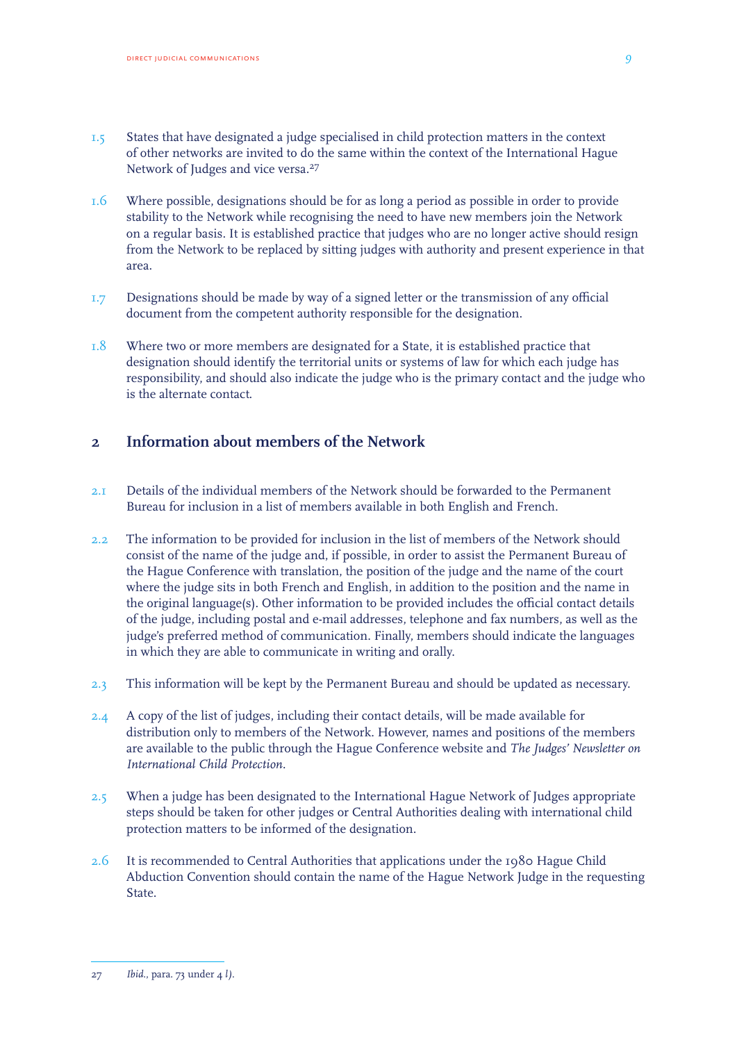1.5 States that have designated a judge specialised in child protection matters in the context of other networks are invited to do the same within the context of the International Hague Network of Judges and vice versa.[27]

1.6 Where possible, designations should be for as long a period as possible in order to provide stability to the Network while recognising the need to have new members join the Network on a regular basis. It is established practice that judges who are no longer active should resign from the Network to be replaced by sitting judges with authority and present experience in that area.

1.7 Designations should be made by way of a signed letter or the transmission of any official document from the competent authority responsible for the designation.

1.8 Where two or more members are designated for a State, it is established practice that designation should identify the territorial units or systems of law for which each judge has responsibility, and should also indicate the judge who is the primary contact and the judge who is the alternate contact.

## 2 Information about members of the Network

2.1 Details of the individual members of the Network should be forwarded to the Permanent Bureau for inclusion in a list of members available in both English and French.

2.2 The information to be provided for inclusion in the list of members of the Network should consist of the name of the judge and, if possible, in order to assist the Permanent Bureau of the Hague Conference with translation, the position of the judge and the name of the court where the judge sits in both French and English, in addition to the position and the name in the original language(s). Other information to be provided includes the official contact details of the judge, including postal and e-mail addresses, telephone and fax numbers, as well as the judge's preferred method of communication. Finally, members should indicate the languages in which they are able to communicate in writing and orally.

2.3 This information will be kept by the Permanent Bureau and should be updated as necessary.

2.4 A copy of the list of judges, including their contact details, will be made available for distribution only to members of the Network. However, names and positions of the members are available to the public through the Hague Conference website and *The Judges' Newsletter on International Child Protection*.

2.5 When a judge has been designated to the International Hague Network of Judges appropriate steps should be taken for other judges or Central Authorities dealing with international child protection matters to be informed of the designation.

2.6 It is recommended to Central Authorities that applications under the 1980 Hague Child Abduction Convention should contain the name of the Hague Network Judge in the requesting State.

---

27 *Ibid.*, para. 73 under 4 *l)*.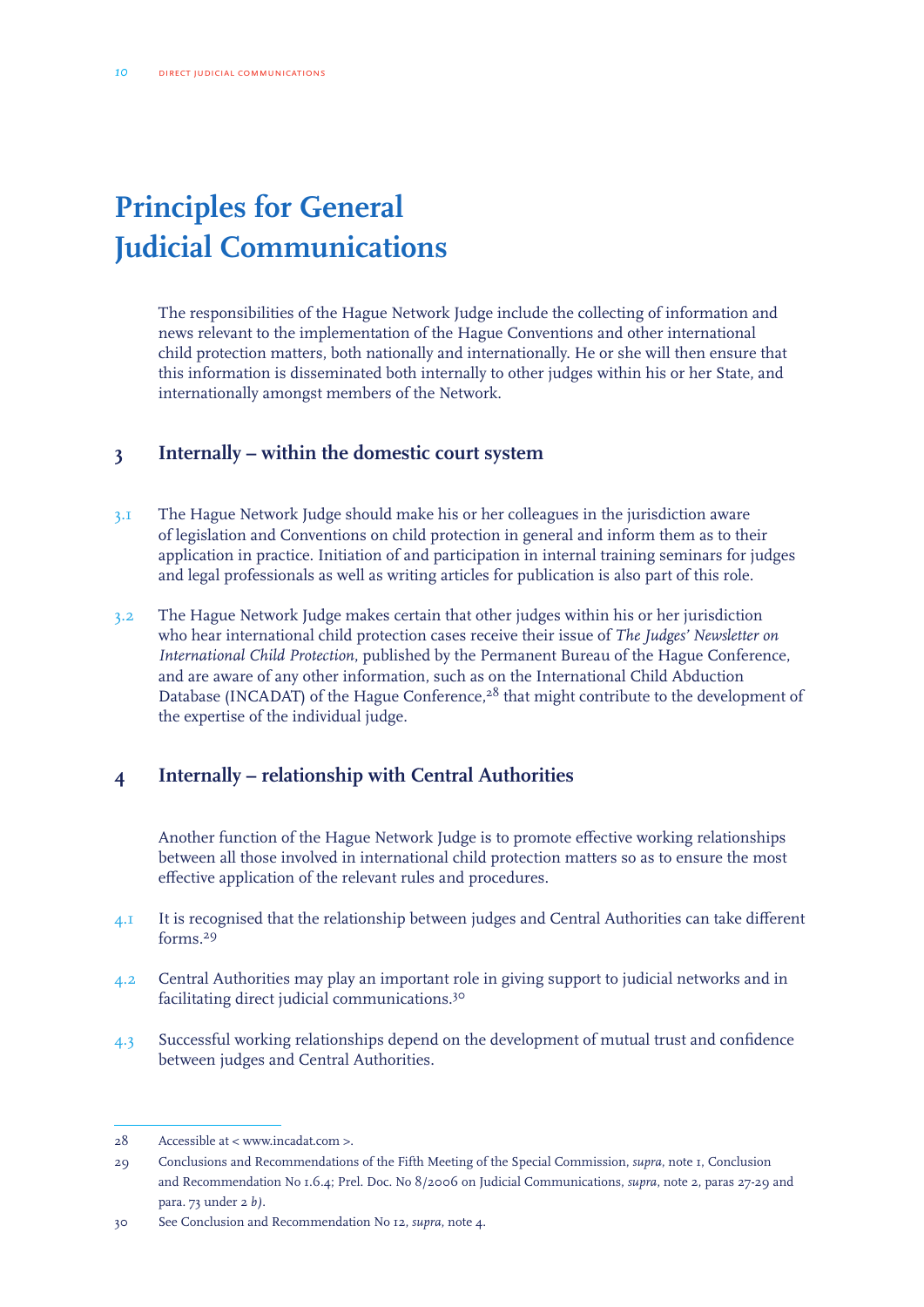# Principles for General Judicial Communications

The responsibilities of the Hague Network Judge include the collecting of information and news relevant to the implementation of the Hague Conventions and other international child protection matters, both nationally and internationally. He or she will then ensure that this information is disseminated both internally to other judges within his or her State, and internationally amongst members of the Network.

## 3 Internally – within the domestic court system

3.1 The Hague Network Judge should make his or her colleagues in the jurisdiction aware of legislation and Conventions on child protection in general and inform them as to their application in practice. Initiation of and participation in internal training seminars for judges and legal professionals as well as writing articles for publication is also part of this role.

3.2 The Hague Network Judge makes certain that other judges within his or her jurisdiction who hear international child protection cases receive their issue of *The Judges' Newsletter on International Child Protection*, published by the Permanent Bureau of the Hague Conference, and are aware of any other information, such as on the International Child Abduction Database (INCADAT) of the Hague Conference,[28] that might contribute to the development of the expertise of the individual judge.

## 4 Internally – relationship with Central Authorities

Another function of the Hague Network Judge is to promote effective working relationships between all those involved in international child protection matters so as to ensure the most effective application of the relevant rules and procedures.

4.1 It is recognised that the relationship between judges and Central Authorities can take different forms.[29]

4.2 Central Authorities may play an important role in giving support to judicial networks and in facilitating direct judicial communications.[30]

4.3 Successful working relationships depend on the development of mutual trust and confidence between judges and Central Authorities.

---

28 Accessible at < www.incadat.com >.

29 Conclusions and Recommendations of the Fifth Meeting of the Special Commission, *supra*, note 1, Conclusion and Recommendation No 1.6.4; Prel. Doc. No 8/2006 on Judicial Communications, *supra*, note 2, paras 27-29 and para. 73 under 2 *b)*.

30 See Conclusion and Recommendation No 12, *supra*, note 4.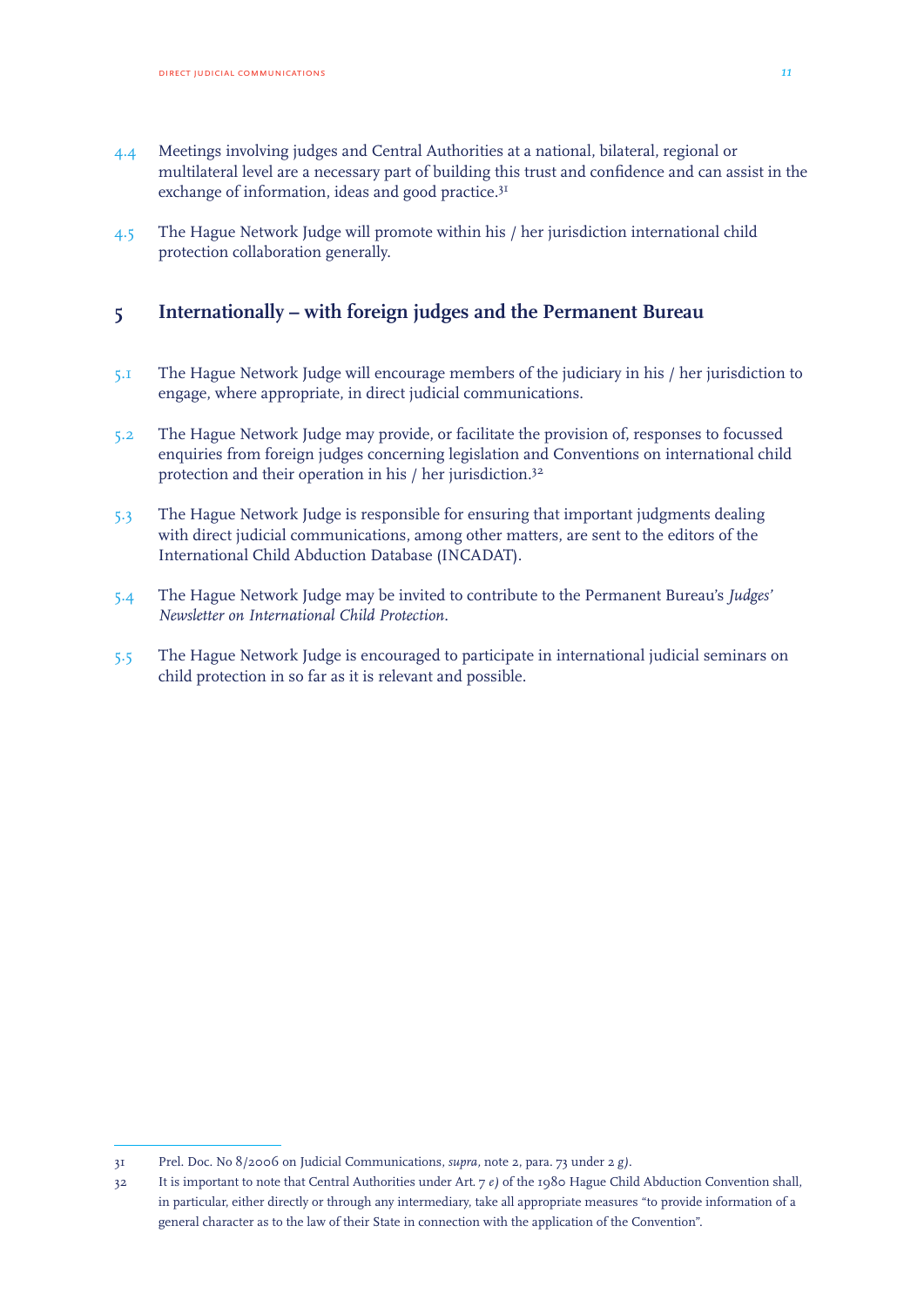4.4 Meetings involving judges and Central Authorities at a national, bilateral, regional or multilateral level are a necessary part of building this trust and confidence and can assist in the exchange of information, ideas and good practice.[31]

4.5 The Hague Network Judge will promote within his / her jurisdiction international child protection collaboration generally.

## 5 Internationally – with foreign judges and the Permanent Bureau

5.1 The Hague Network Judge will encourage members of the judiciary in his / her jurisdiction to engage, where appropriate, in direct judicial communications.

5.2 The Hague Network Judge may provide, or facilitate the provision of, responses to focussed enquiries from foreign judges concerning legislation and Conventions on international child protection and their operation in his / her jurisdiction.[32]

5.3 The Hague Network Judge is responsible for ensuring that important judgments dealing with direct judicial communications, among other matters, are sent to the editors of the International Child Abduction Database (INCADAT).

5.4 The Hague Network Judge may be invited to contribute to the Permanent Bureau's *Judges' Newsletter on International Child Protection*.

5.5 The Hague Network Judge is encouraged to participate in international judicial seminars on child protection in so far as it is relevant and possible.

---

31 Prel. Doc. No 8/2006 on Judicial Communications, *supra*, note 2, para. 73 under 2 *g)*.

32 It is important to note that Central Authorities under Art. 7 *e)* of the 1980 Hague Child Abduction Convention shall, in particular, either directly or through any intermediary, take all appropriate measures "to provide information of a general character as to the law of their State in connection with the application of the Convention".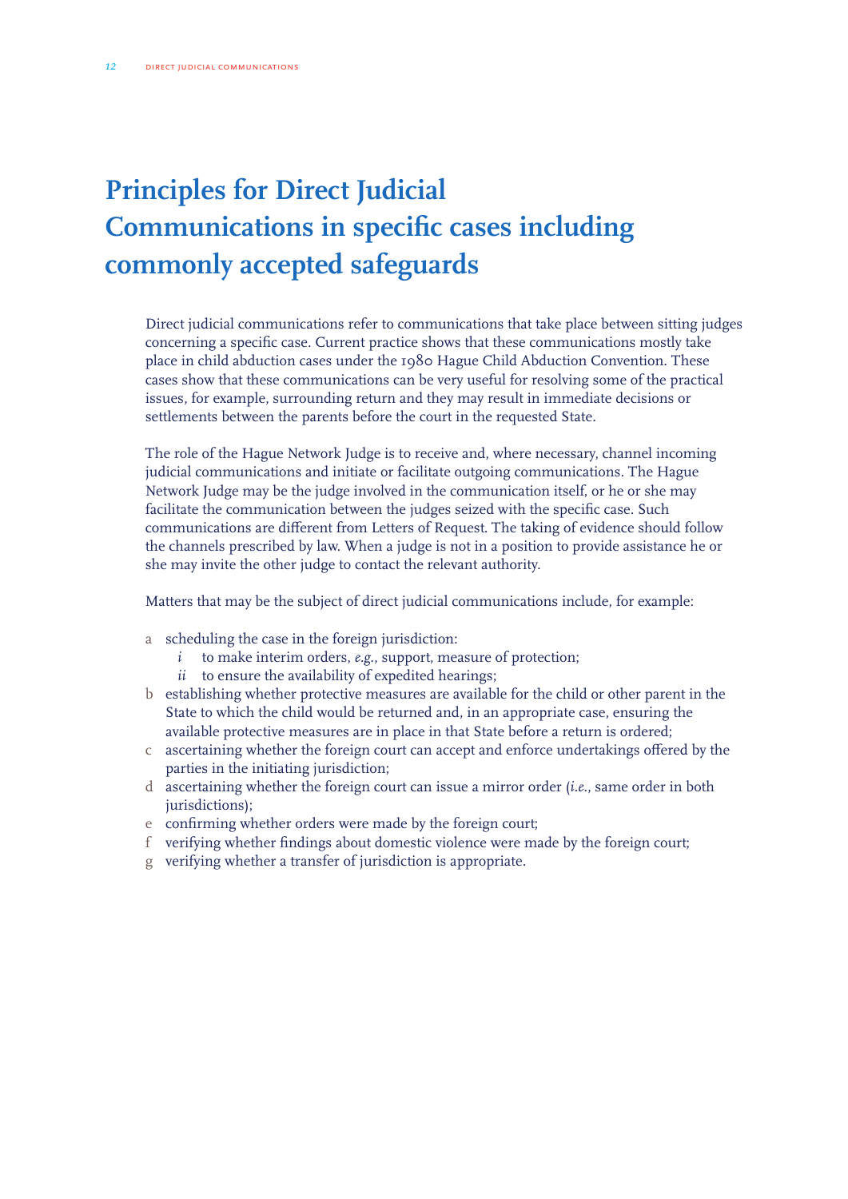# Principles for Direct Judicial Communications in specific cases including commonly accepted safeguards

Direct judicial communications refer to communications that take place between sitting judges concerning a specific case. Current practice shows that these communications mostly take place in child abduction cases under the 1980 Hague Child Abduction Convention. These cases show that these communications can be very useful for resolving some of the practical issues, for example, surrounding return and they may result in immediate decisions or settlements between the parents before the court in the requested State.

The role of the Hague Network Judge is to receive and, where necessary, channel incoming judicial communications and initiate or facilitate outgoing communications. The Hague Network Judge may be the judge involved in the communication itself, or he or she may facilitate the communication between the judges seized with the specific case. Such communications are different from Letters of Request. The taking of evidence should follow the channels prescribed by law. When a judge is not in a position to provide assistance he or she may invite the other judge to contact the relevant authority.

Matters that may be the subject of direct judicial communications include, for example:

- a scheduling the case in the foreign jurisdiction:
  - *i* to make interim orders, *e.g.*, support, measure of protection;
  - *ii* to ensure the availability of expedited hearings;
- b establishing whether protective measures are available for the child or other parent in the State to which the child would be returned and, in an appropriate case, ensuring the available protective measures are in place in that State before a return is ordered;
- c ascertaining whether the foreign court can accept and enforce undertakings offered by the parties in the initiating jurisdiction;
- d ascertaining whether the foreign court can issue a mirror order (*i.e.*, same order in both jurisdictions);
- e confirming whether orders were made by the foreign court;
- f verifying whether findings about domestic violence were made by the foreign court;
- g verifying whether a transfer of jurisdiction is appropriate.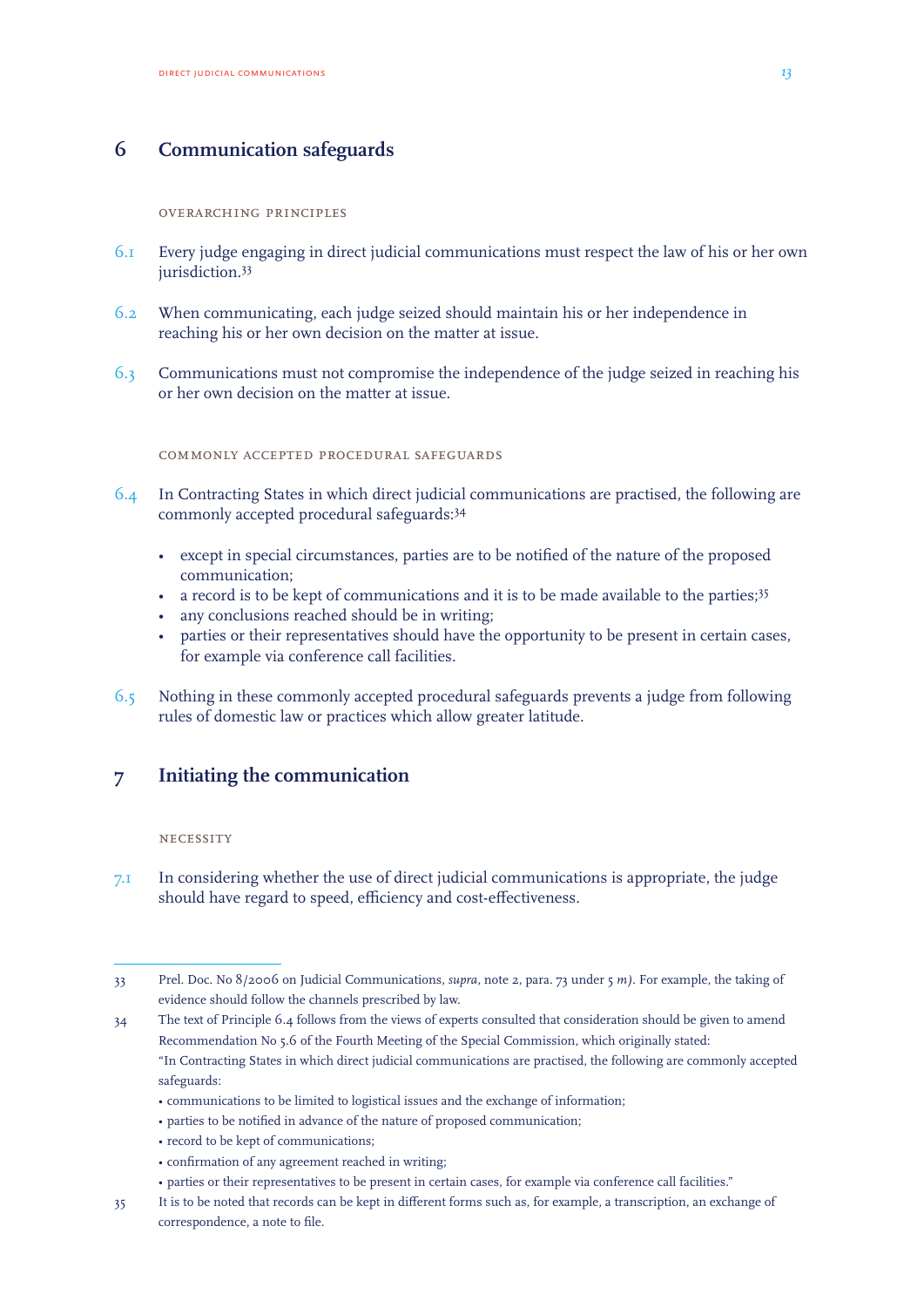## 6 Communication safeguards

### Overarching principles

6.1 Every judge engaging in direct judicial communications must respect the law of his or her own jurisdiction.[33]

6.2 When communicating, each judge seized should maintain his or her independence in reaching his or her own decision on the matter at issue.

6.3 Communications must not compromise the independence of the judge seized in reaching his or her own decision on the matter at issue.

### Commonly accepted procedural safeguards

6.4 In Contracting States in which direct judicial communications are practised, the following are commonly accepted procedural safeguards:[34]

- except in special circumstances, parties are to be notified of the nature of the proposed communication;
- a record is to be kept of communications and it is to be made available to the parties;[35]
- any conclusions reached should be in writing;
- parties or their representatives should have the opportunity to be present in certain cases, for example via conference call facilities.

6.5 Nothing in these commonly accepted procedural safeguards prevents a judge from following rules of domestic law or practices which allow greater latitude.

## 7 Initiating the communication

### Necessity

7.1 In considering whether the use of direct judicial communications is appropriate, the judge should have regard to speed, efficiency and cost-effectiveness.

---

33 Prel. Doc. No 8/2006 on Judicial Communications, *supra*, note 2, para. 73 under 5 *m)*. For example, the taking of evidence should follow the channels prescribed by law.

34 The text of Principle 6.4 follows from the views of experts consulted that consideration should be given to amend Recommendation No 5.6 of the Fourth Meeting of the Special Commission, which originally stated:
"In Contracting States in which direct judicial communications are practised, the following are commonly accepted safeguards:
• communications to be limited to logistical issues and the exchange of information;
• parties to be notified in advance of the nature of proposed communication;
• record to be kept of communications;
• confirmation of any agreement reached in writing;
• parties or their representatives to be present in certain cases, for example via conference call facilities."

35 It is to be noted that records can be kept in different forms such as, for example, a transcription, an exchange of correspondence, a note to file.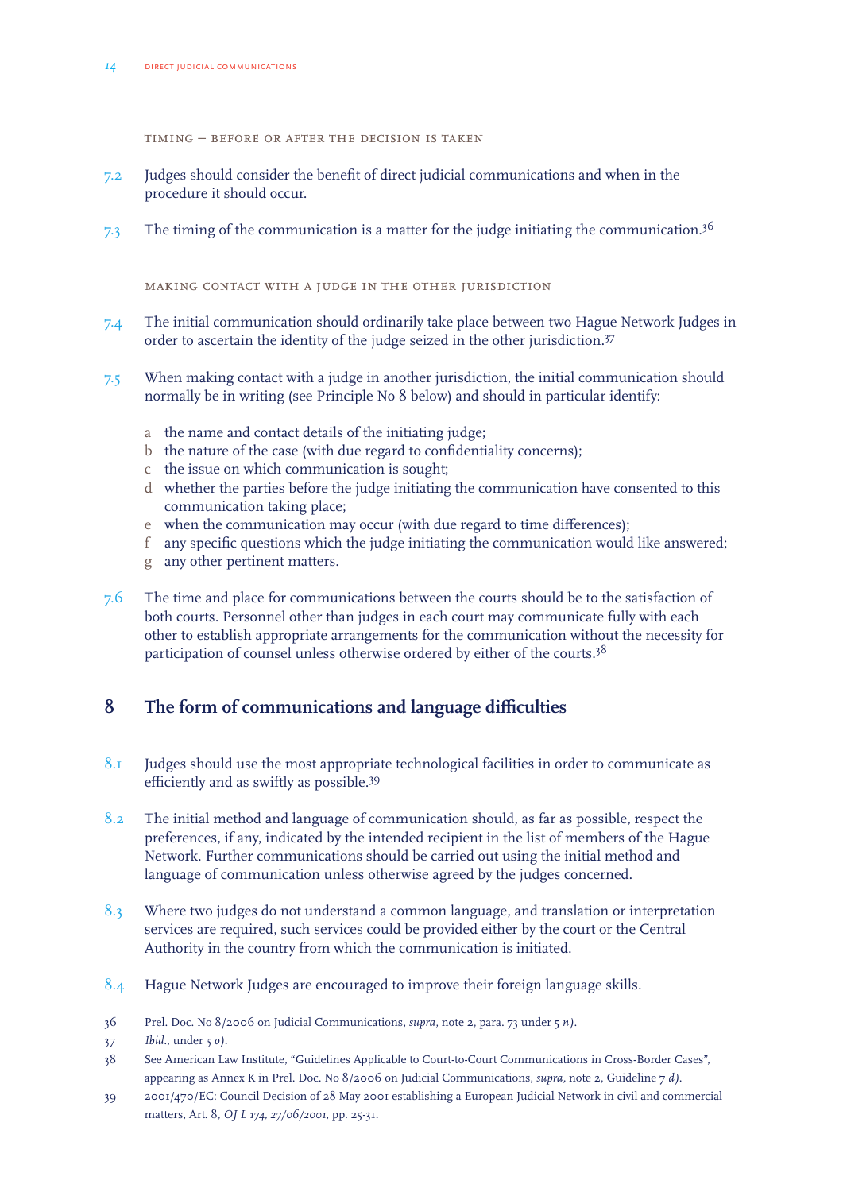#### Timing – before or after the decision is taken

7.2 Judges should consider the benefit of direct judicial communications and when in the procedure it should occur.

7.3 The timing of the communication is a matter for the judge initiating the communication.[36]

#### Making contact with a judge in the other jurisdiction

7.4 The initial communication should ordinarily take place between two Hague Network Judges in order to ascertain the identity of the judge seized in the other jurisdiction.[37]

7.5 When making contact with a judge in another jurisdiction, the initial communication should normally be in writing (see Principle No 8 below) and should in particular identify:

- a the name and contact details of the initiating judge;
- b the nature of the case (with due regard to confidentiality concerns);
- c the issue on which communication is sought;
- d whether the parties before the judge initiating the communication have consented to this communication taking place;
- e when the communication may occur (with due regard to time differences);
- f any specific questions which the judge initiating the communication would like answered;
- g any other pertinent matters.

7.6 The time and place for communications between the courts should be to the satisfaction of both courts. Personnel other than judges in each court may communicate fully with each other to establish appropriate arrangements for the communication without the necessity for participation of counsel unless otherwise ordered by either of the courts.[38]

## 8 The form of communications and language difficulties

8.1 Judges should use the most appropriate technological facilities in order to communicate as efficiently and as swiftly as possible.[39]

8.2 The initial method and language of communication should, as far as possible, respect the preferences, if any, indicated by the intended recipient in the list of members of the Hague Network. Further communications should be carried out using the initial method and language of communication unless otherwise agreed by the judges concerned.

8.3 Where two judges do not understand a common language, and translation or interpretation services are required, such services could be provided either by the court or the Central Authority in the country from which the communication is initiated.

8.4 Hague Network Judges are encouraged to improve their foreign language skills.

---

36 Prel. Doc. No 8/2006 on Judicial Communications, *supra*, note 2, para. 73 under 5 *n)*.

37 *Ibid.*, under *5 o)*.

38 See American Law Institute, "Guidelines Applicable to Court-to-Court Communications in Cross-Border Cases", appearing as Annex K in Prel. Doc. No 8/2006 on Judicial Communications, *supra*, note 2, Guideline 7 *d)*.

39 2001/470/EC: Council Decision of 28 May 2001 establishing a European Judicial Network in civil and commercial matters, Art. 8, *OJ L 174, 27/06/2001*, pp. 25-31.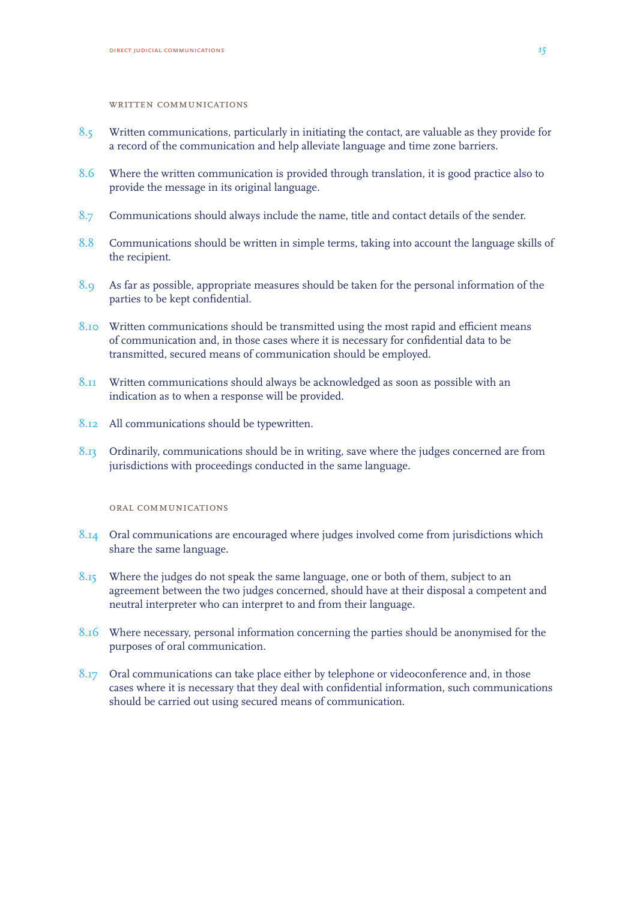### Written Communications

8.5 Written communications, particularly in initiating the contact, are valuable as they provide for a record of the communication and help alleviate language and time zone barriers.

8.6 Where the written communication is provided through translation, it is good practice also to provide the message in its original language.

8.7 Communications should always include the name, title and contact details of the sender.

8.8 Communications should be written in simple terms, taking into account the language skills of the recipient.

8.9 As far as possible, appropriate measures should be taken for the personal information of the parties to be kept confidential.

8.10 Written communications should be transmitted using the most rapid and efficient means of communication and, in those cases where it is necessary for confidential data to be transmitted, secured means of communication should be employed.

8.11 Written communications should always be acknowledged as soon as possible with an indication as to when a response will be provided.

8.12 All communications should be typewritten.

8.13 Ordinarily, communications should be in writing, save where the judges concerned are from jurisdictions with proceedings conducted in the same language.

### Oral Communications

8.14 Oral communications are encouraged where judges involved come from jurisdictions which share the same language.

8.15 Where the judges do not speak the same language, one or both of them, subject to an agreement between the two judges concerned, should have at their disposal a competent and neutral interpreter who can interpret to and from their language.

8.16 Where necessary, personal information concerning the parties should be anonymised for the purposes of oral communication.

8.17 Oral communications can take place either by telephone or videoconference and, in those cases where it is necessary that they deal with confidential information, such communications should be carried out using secured means of communication.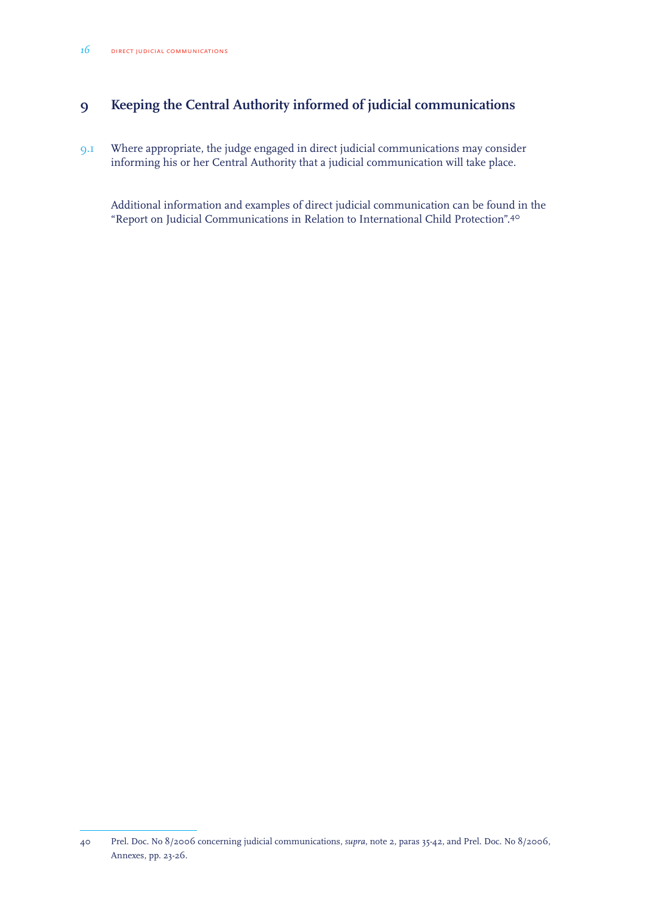## 9 Keeping the Central Authority informed of judicial communications

9.1 Where appropriate, the judge engaged in direct judicial communications may consider informing his or her Central Authority that a judicial communication will take place.

Additional information and examples of direct judicial communication can be found in the "Report on Judicial Communications in Relation to International Child Protection".[40]

---

40 Prel. Doc. No 8/2006 concerning judicial communications, *supra*, note 2, paras 35-42, and Prel. Doc. No 8/2006, Annexes, pp. 23-26.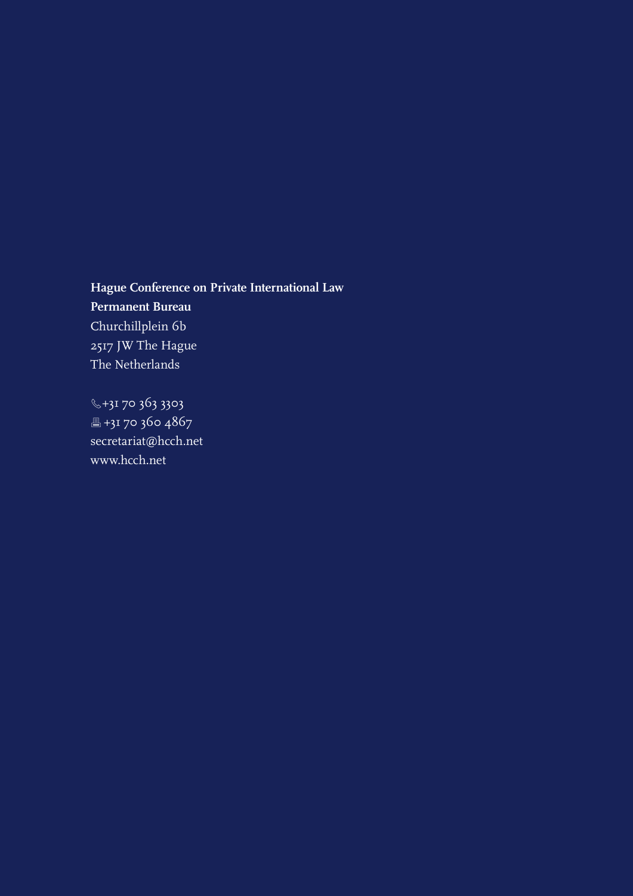**Hague Conference on Private International Law**
**Permanent Bureau**
Churchillplein 6b
2517 JW The Hague
The Netherlands

📞 +31 70 363 3303
🖷 +31 70 360 4867
secretariat@hcch.net
www.hcch.net